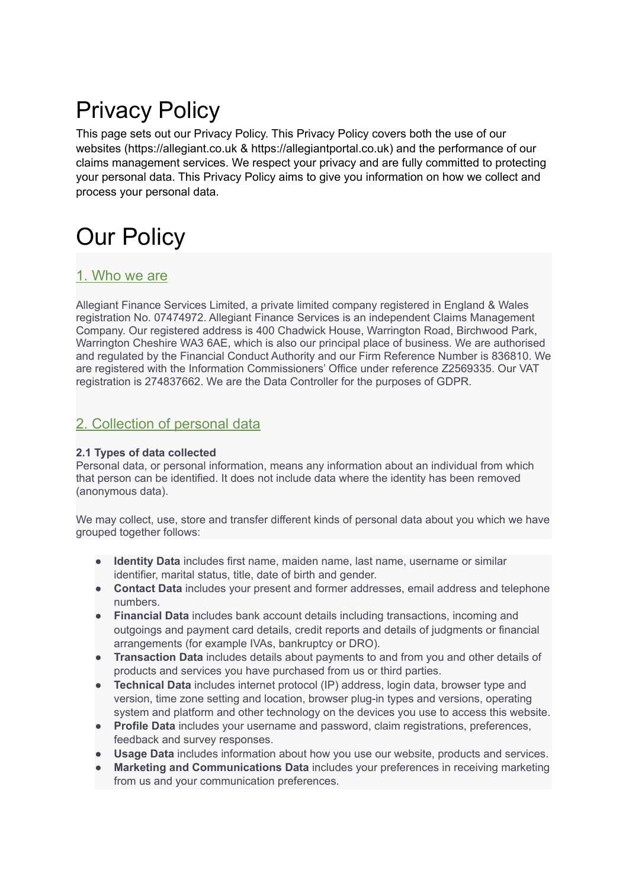# Privacy Policy

This page sets out our Privacy Policy. This Privacy Policy covers both the use of our websites (https://allegiant.co.uk & https://allegiantportal.co.uk) and the performance of our claims management services. We respect your privacy and are fully committed to protecting your personal data. This Privacy Policy aims to give you information on how we collect and process your personal data.

# Our Policy

## 1. Who we are

Allegiant Finance Services Limited, a private limited company registered in England & Wales registration No. 07474972. Allegiant Finance Services is an independent Claims Management Company. Our registered address is 400 Chadwick House, Warrington Road, Birchwood Park, Warrington Cheshire WA3 6AE, which is also our principal place of business. We are authorised and regulated by the Financial Conduct Authority and our Firm Reference Number is 836810. We are registered with the Information Commissioners' Office under reference Z2569335. Our VAT registration is 274837662. We are the Data Controller for the purposes of GDPR.

## 2. Collection of personal data

**2.1 Types of data collected**

Personal data, or personal information, means any information about an individual from which that person can be identified. It does not include data where the identity has been removed (anonymous data).

We may collect, use, store and transfer different kinds of personal data about you which we have grouped together follows:

- **Identity Data** includes first name, maiden name, last name, username or similar identifier, marital status, title, date of birth and gender.
- **Contact Data** includes your present and former addresses, email address and telephone numbers.
- **Financial Data** includes bank account details including transactions, incoming and outgoings and payment card details, credit reports and details of judgments or financial arrangements (for example IVAs, bankruptcy or DRO).
- **Transaction Data** includes details about payments to and from you and other details of products and services you have purchased from us or third parties.
- **Technical Data** includes internet protocol (IP) address, login data, browser type and version, time zone setting and location, browser plug-in types and versions, operating system and platform and other technology on the devices you use to access this website.
- **Profile Data** includes your username and password, claim registrations, preferences, feedback and survey responses.
- **Usage Data** includes information about how you use our website, products and services.
- **Marketing and Communications Data** includes your preferences in receiving marketing from us and your communication preferences.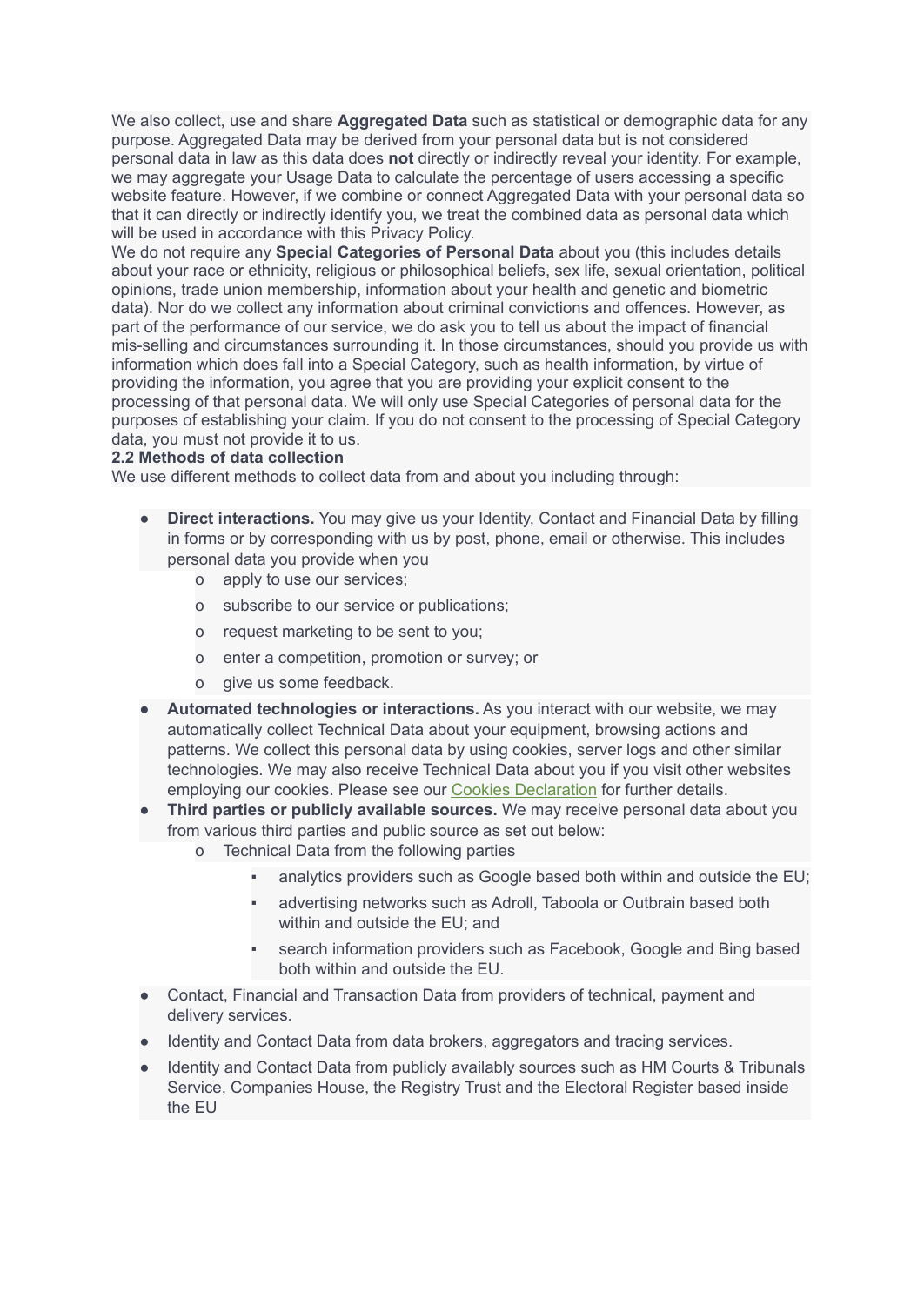We also collect, use and share **Aggregated Data** such as statistical or demographic data for any purpose. Aggregated Data may be derived from your personal data but is not considered personal data in law as this data does **not** directly or indirectly reveal your identity. For example, we may aggregate your Usage Data to calculate the percentage of users accessing a specific website feature. However, if we combine or connect Aggregated Data with your personal data so that it can directly or indirectly identify you, we treat the combined data as personal data which will be used in accordance with this Privacy Policy.

We do not require any **Special Categories of Personal Data** about you (this includes details about your race or ethnicity, religious or philosophical beliefs, sex life, sexual orientation, political opinions, trade union membership, information about your health and genetic and biometric data). Nor do we collect any information about criminal convictions and offences. However, as part of the performance of our service, we do ask you to tell us about the impact of financial mis-selling and circumstances surrounding it. In those circumstances, should you provide us with information which does fall into a Special Category, such as health information, by virtue of providing the information, you agree that you are providing your explicit consent to the processing of that personal data. We will only use Special Categories of personal data for the purposes of establishing your claim. If you do not consent to the processing of Special Category data, you must not provide it to us.

**2.2 Methods of data collection**

We use different methods to collect data from and about you including through:

- **Direct interactions.** You may give us your Identity, Contact and Financial Data by filling in forms or by corresponding with us by post, phone, email or otherwise. This includes personal data you provide when you
  - apply to use our services;
  - subscribe to our service or publications;
  - request marketing to be sent to you;
  - enter a competition, promotion or survey; or
  - give us some feedback.
- **Automated technologies or interactions.** As you interact with our website, we may automatically collect Technical Data about your equipment, browsing actions and patterns. We collect this personal data by using cookies, server logs and other similar technologies. We may also receive Technical Data about you if you visit other websites employing our cookies. Please see our [Cookies Declaration] for further details.
- **Third parties or publicly available sources.** We may receive personal data about you from various third parties and public source as set out below:
  - Technical Data from the following parties
    - analytics providers such as Google based both within and outside the EU;
    - advertising networks such as Adroll, Taboola or Outbrain based both within and outside the EU; and
    - search information providers such as Facebook, Google and Bing based both within and outside the EU.
- Contact, Financial and Transaction Data from providers of technical, payment and delivery services.
- Identity and Contact Data from data brokers, aggregators and tracing services.
- Identity and Contact Data from publicly availably sources such as HM Courts & Tribunals Service, Companies House, the Registry Trust and the Electoral Register based inside the EU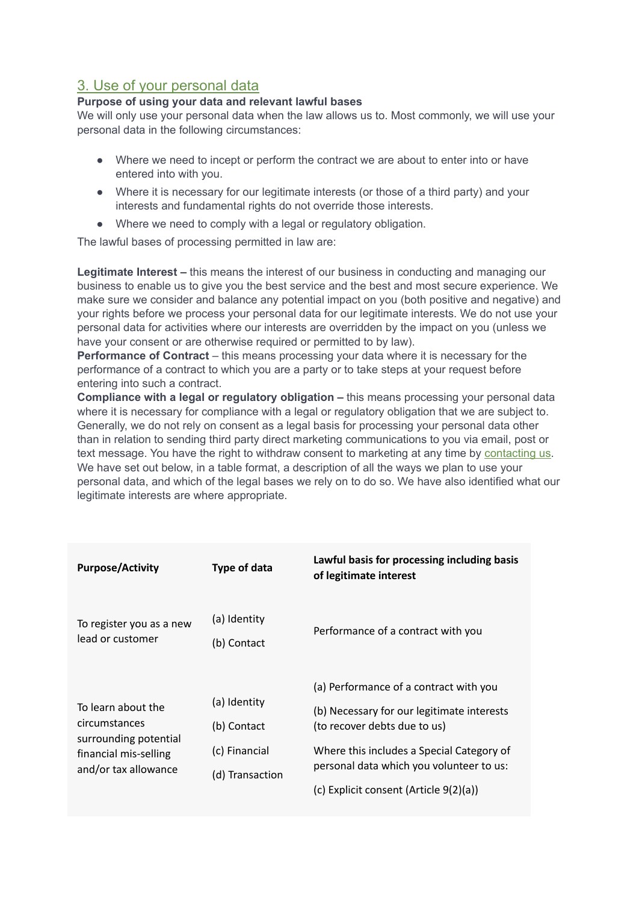## 3. Use of your personal data

**Purpose of using your data and relevant lawful bases**

We will only use your personal data when the law allows us to. Most commonly, we will use your personal data in the following circumstances:

- Where we need to incept or perform the contract we are about to enter into or have entered into with you.
- Where it is necessary for our legitimate interests (or those of a third party) and your interests and fundamental rights do not override those interests.
- Where we need to comply with a legal or regulatory obligation.

The lawful bases of processing permitted in law are:

**Legitimate Interest –** this means the interest of our business in conducting and managing our business to enable us to give you the best service and the best and most secure experience. We make sure we consider and balance any potential impact on you (both positive and negative) and your rights before we process your personal data for our legitimate interests. We do not use your personal data for activities where our interests are overridden by the impact on you (unless we have your consent or are otherwise required or permitted to by law).

**Performance of Contract** – this means processing your data where it is necessary for the performance of a contract to which you are a party or to take steps at your request before entering into such a contract.

**Compliance with a legal or regulatory obligation –** this means processing your personal data where it is necessary for compliance with a legal or regulatory obligation that we are subject to.

Generally, we do not rely on consent as a legal basis for processing your personal data other than in relation to sending third party direct marketing communications to you via email, post or text message. You have the right to withdraw consent to marketing at any time by contacting us.

We have set out below, in a table format, a description of all the ways we plan to use your personal data, and which of the legal bases we rely on to do so. We have also identified what our legitimate interests are where appropriate.

| Purpose/Activity | Type of data | Lawful basis for processing including basis of legitimate interest |
|---|---|---|
| To register you as a new lead or customer | (a) Identity<br>(b) Contact | Performance of a contract with you |
| To learn about the circumstances surrounding potential financial mis-selling and/or tax allowance | (a) Identity<br>(b) Contact<br>(c) Financial<br>(d) Transaction | (a) Performance of a contract with you<br>(b) Necessary for our legitimate interests (to recover debts due to us)<br>Where this includes a Special Category of personal data which you volunteer to us:<br>(c) Explicit consent (Article 9(2)(a)) |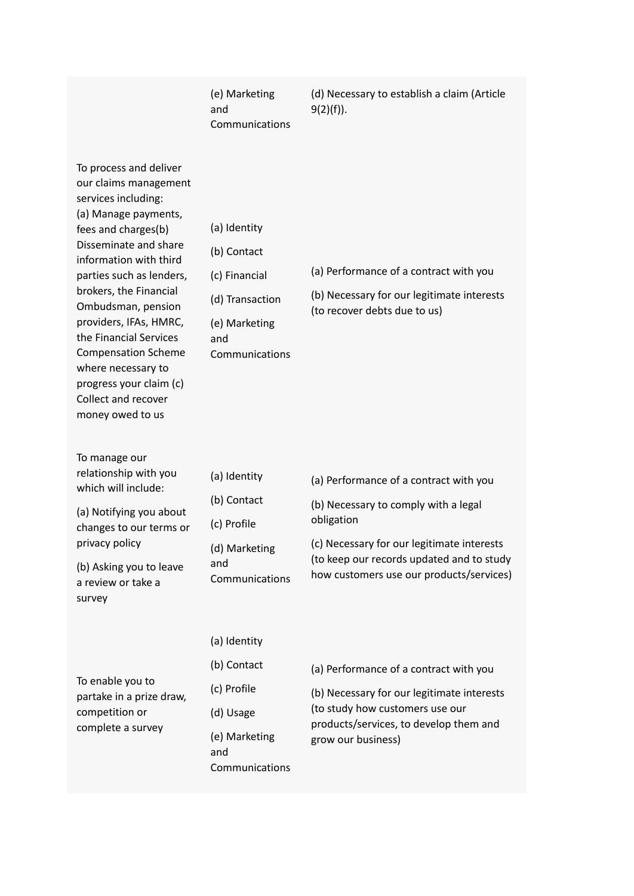| | | |
|---|---|---|
| | (e) Marketing and Communications | (d) Necessary to establish a claim (Article 9(2)(f)). |
| To process and deliver our claims management services including:<br>(a) Manage payments, fees and charges(b) Disseminate and share information with third parties such as lenders, brokers, the Financial Ombudsman, pension providers, IFAs, HMRC, the Financial Services Compensation Scheme where necessary to progress your claim (c) Collect and recover money owed to us | (a) Identity<br>(b) Contact<br>(c) Financial<br>(d) Transaction<br>(e) Marketing and Communications | (a) Performance of a contract with you<br>(b) Necessary for our legitimate interests (to recover debts due to us) |
| To manage our relationship with you which will include:<br>(a) Notifying you about changes to our terms or privacy policy<br>(b) Asking you to leave a review or take a survey | (a) Identity<br>(b) Contact<br>(c) Profile<br>(d) Marketing and Communications | (a) Performance of a contract with you<br>(b) Necessary to comply with a legal obligation<br>(c) Necessary for our legitimate interests (to keep our records updated and to study how customers use our products/services) |
| To enable you to partake in a prize draw, competition or complete a survey | (a) Identity<br>(b) Contact<br>(c) Profile<br>(d) Usage<br>(e) Marketing and Communications | (a) Performance of a contract with you<br>(b) Necessary for our legitimate interests (to study how customers use our products/services, to develop them and grow our business) |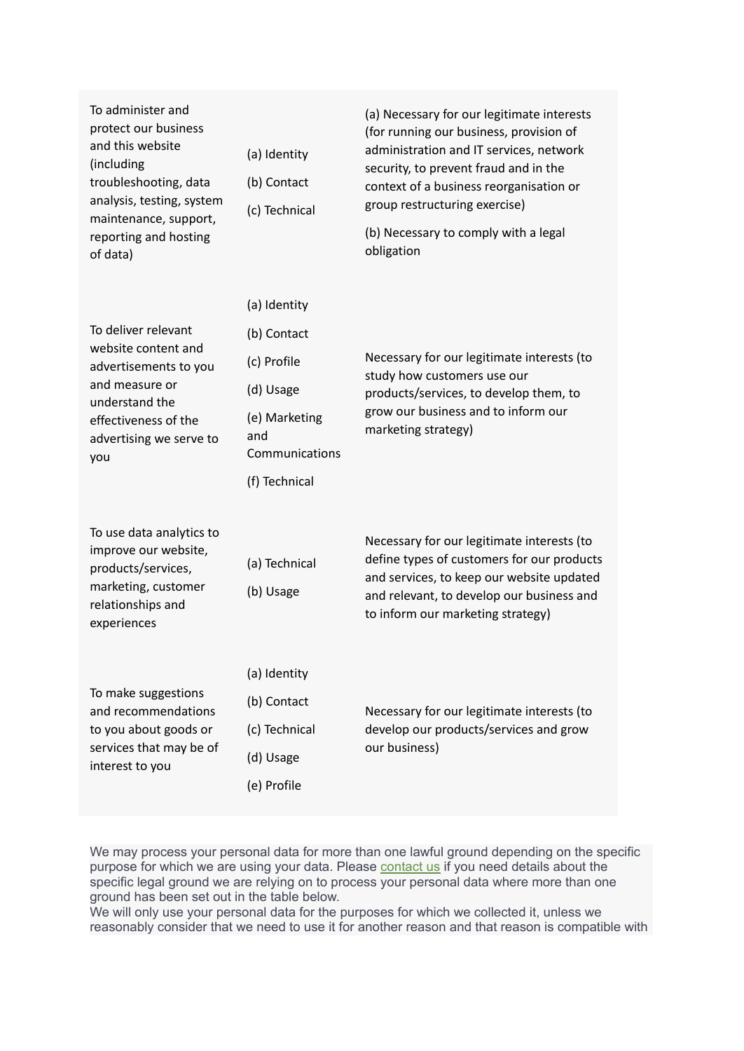| | | |
|---|---|---|
| To administer and protect our business and this website (including troubleshooting, data analysis, testing, system maintenance, support, reporting and hosting of data) | (a) Identity<br>(b) Contact<br>(c) Technical | (a) Necessary for our legitimate interests (for running our business, provision of administration and IT services, network security, to prevent fraud and in the context of a business reorganisation or group restructuring exercise)<br>(b) Necessary to comply with a legal obligation |
| To deliver relevant website content and advertisements to you and measure or understand the effectiveness of the advertising we serve to you | (a) Identity<br>(b) Contact<br>(c) Profile<br>(d) Usage<br>(e) Marketing and Communications<br>(f) Technical | Necessary for our legitimate interests (to study how customers use our products/services, to develop them, to grow our business and to inform our marketing strategy) |
| To use data analytics to improve our website, products/services, marketing, customer relationships and experiences | (a) Technical<br>(b) Usage | Necessary for our legitimate interests (to define types of customers for our products and services, to keep our website updated and relevant, to develop our business and to inform our marketing strategy) |
| To make suggestions and recommendations to you about goods or services that may be of interest to you | (a) Identity<br>(b) Contact<br>(c) Technical<br>(d) Usage<br>(e) Profile | Necessary for our legitimate interests (to develop our products/services and grow our business) |

We may process your personal data for more than one lawful ground depending on the specific purpose for which we are using your data. Please contact us if you need details about the specific legal ground we are relying on to process your personal data where more than one ground has been set out in the table below.

We will only use your personal data for the purposes for which we collected it, unless we reasonably consider that we need to use it for another reason and that reason is compatible with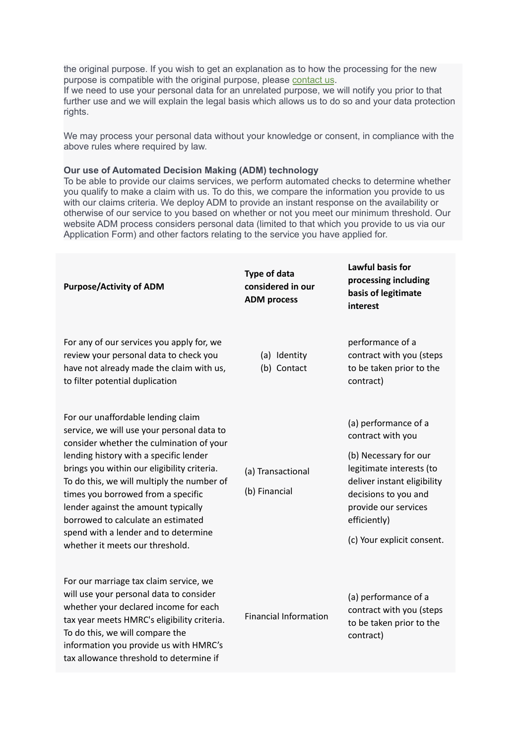the original purpose. If you wish to get an explanation as to how the processing for the new purpose is compatible with the original purpose, please [contact us](#).
If we need to use your personal data for an unrelated purpose, we will notify you prior to that further use and we will explain the legal basis which allows us to do so and your data protection rights.

We may process your personal data without your knowledge or consent, in compliance with the above rules where required by law.

**Our use of Automated Decision Making (ADM) technology**
To be able to provide our claims services, we perform automated checks to determine whether you qualify to make a claim with us. To do this, we compare the information you provide to us with our claims criteria. We deploy ADM to provide an instant response on the availability or otherwise of our service to you based on whether or not you meet our minimum threshold. Our website ADM process considers personal data (limited to that which you provide to us via our Application Form) and other factors relating to the service you have applied for.

| **Purpose/Activity of ADM** | **Type of data considered in our ADM process** | **Lawful basis for processing including basis of legitimate interest** |
|---|---|---|
| For any of our services you apply for, we review your personal data to check you have not already made the claim with us, to filter potential duplication | (a) Identity<br>(b) Contact | performance of a contract with you (steps to be taken prior to the contract) |
| For our unaffordable lending claim service, we will use your personal data to consider whether the culmination of your lending history with a specific lender brings you within our eligibility criteria. To do this, we will multiply the number of times you borrowed from a specific lender against the amount typically borrowed to calculate an estimated spend with a lender and to determine whether it meets our threshold. | (a) Transactional<br>(b) Financial | (a) performance of a contract with you<br>(b) Necessary for our legitimate interests (to deliver instant eligibility decisions to you and provide our services efficiently)<br>(c) Your explicit consent. |
| For our marriage tax claim service, we will use your personal data to consider whether your declared income for each tax year meets HMRC's eligibility criteria. To do this, we will compare the information you provide us with HMRC's tax allowance threshold to determine if | Financial Information | (a) performance of a contract with you (steps to be taken prior to the contract) |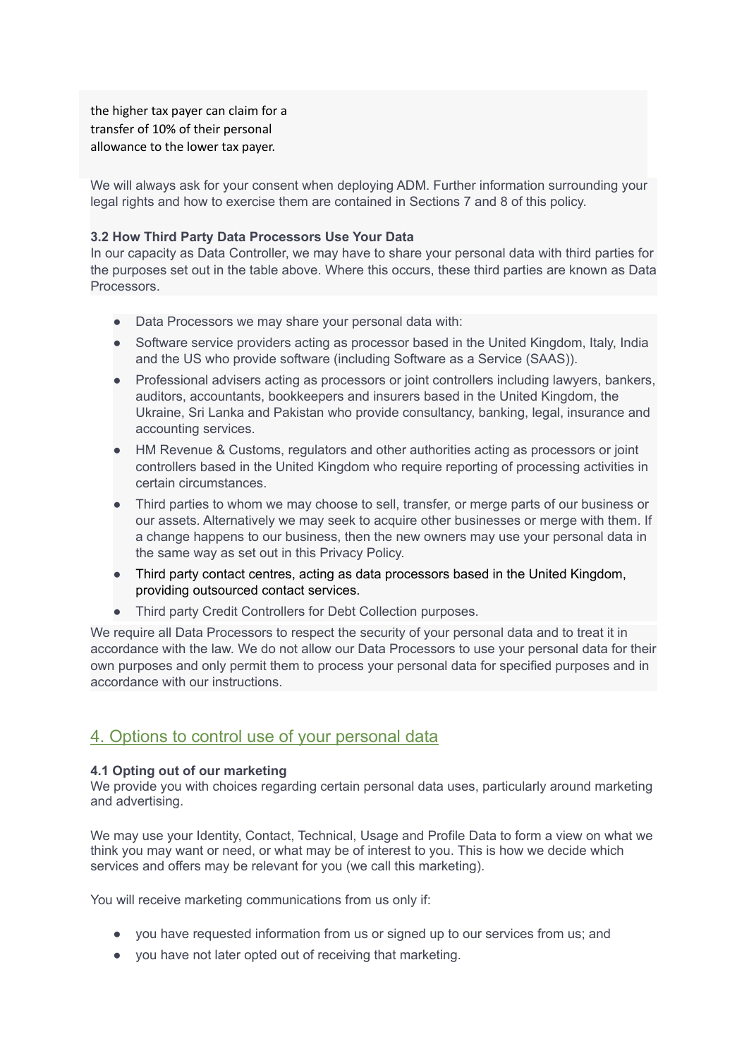the higher tax payer can claim for a transfer of 10% of their personal allowance to the lower tax payer.

We will always ask for your consent when deploying ADM. Further information surrounding your legal rights and how to exercise them are contained in Sections 7 and 8 of this policy.

**3.2 How Third Party Data Processors Use Your Data**

In our capacity as Data Controller, we may have to share your personal data with third parties for the purposes set out in the table above. Where this occurs, these third parties are known as Data Processors.

- Data Processors we may share your personal data with:
- Software service providers acting as processor based in the United Kingdom, Italy, India and the US who provide software (including Software as a Service (SAAS)).
- Professional advisers acting as processors or joint controllers including lawyers, bankers, auditors, accountants, bookkeepers and insurers based in the United Kingdom, the Ukraine, Sri Lanka and Pakistan who provide consultancy, banking, legal, insurance and accounting services.
- HM Revenue & Customs, regulators and other authorities acting as processors or joint controllers based in the United Kingdom who require reporting of processing activities in certain circumstances.
- Third parties to whom we may choose to sell, transfer, or merge parts of our business or our assets. Alternatively we may seek to acquire other businesses or merge with them. If a change happens to our business, then the new owners may use your personal data in the same way as set out in this Privacy Policy.
- Third party contact centres, acting as data processors based in the United Kingdom, providing outsourced contact services.
- Third party Credit Controllers for Debt Collection purposes.

We require all Data Processors to respect the security of your personal data and to treat it in accordance with the law. We do not allow our Data Processors to use your personal data for their own purposes and only permit them to process your personal data for specified purposes and in accordance with our instructions.

## 4. Options to control use of your personal data

**4.1 Opting out of our marketing**

We provide you with choices regarding certain personal data uses, particularly around marketing and advertising.

We may use your Identity, Contact, Technical, Usage and Profile Data to form a view on what we think you may want or need, or what may be of interest to you. This is how we decide which services and offers may be relevant for you (we call this marketing).

You will receive marketing communications from us only if:

- you have requested information from us or signed up to our services from us; and
- you have not later opted out of receiving that marketing.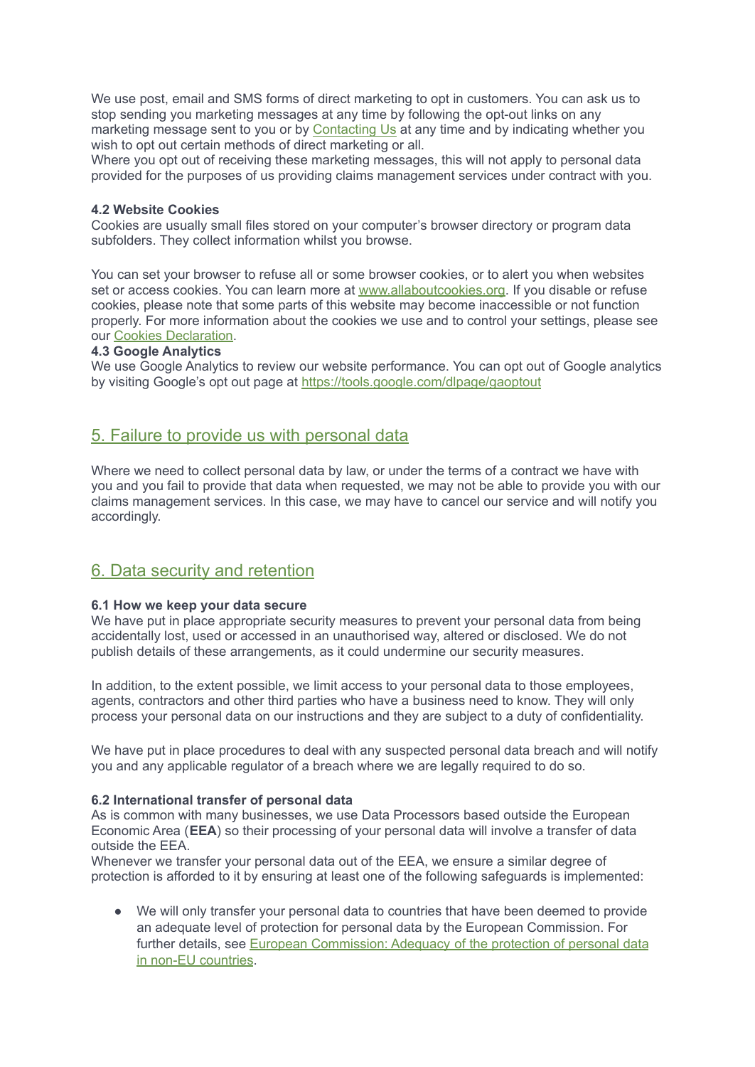We use post, email and SMS forms of direct marketing to opt in customers. You can ask us to stop sending you marketing messages at any time by following the opt-out links on any marketing message sent to you or by [Contacting Us] at any time and by indicating whether you wish to opt out certain methods of direct marketing or all.
Where you opt out of receiving these marketing messages, this will not apply to personal data provided for the purposes of us providing claims management services under contract with you.

**4.2 Website Cookies**
Cookies are usually small files stored on your computer's browser directory or program data subfolders. They collect information whilst you browse.

You can set your browser to refuse all or some browser cookies, or to alert you when websites set or access cookies. You can learn more at www.allaboutcookies.org. If you disable or refuse cookies, please note that some parts of this website may become inaccessible or not function properly. For more information about the cookies we use and to control your settings, please see our [Cookies Declaration].

**4.3 Google Analytics**
We use Google Analytics to review our website performance. You can opt out of Google analytics by visiting Google's opt out page at https://tools.google.com/dlpage/gaoptout

## 5. Failure to provide us with personal data

Where we need to collect personal data by law, or under the terms of a contract we have with you and you fail to provide that data when requested, we may not be able to provide you with our claims management services. In this case, we may have to cancel our service and will notify you accordingly.

## 6. Data security and retention

**6.1 How we keep your data secure**
We have put in place appropriate security measures to prevent your personal data from being accidentally lost, used or accessed in an unauthorised way, altered or disclosed. We do not publish details of these arrangements, as it could undermine our security measures.

In addition, to the extent possible, we limit access to your personal data to those employees, agents, contractors and other third parties who have a business need to know. They will only process your personal data on our instructions and they are subject to a duty of confidentiality.

We have put in place procedures to deal with any suspected personal data breach and will notify you and any applicable regulator of a breach where we are legally required to do so.

**6.2 International transfer of personal data**
As is common with many businesses, we use Data Processors based outside the European Economic Area (**EEA**) so their processing of your personal data will involve a transfer of data outside the EEA.
Whenever we transfer your personal data out of the EEA, we ensure a similar degree of protection is afforded to it by ensuring at least one of the following safeguards is implemented:

- We will only transfer your personal data to countries that have been deemed to provide an adequate level of protection for personal data by the European Commission. For further details, see [European Commission: Adequacy of the protection of personal data in non-EU countries].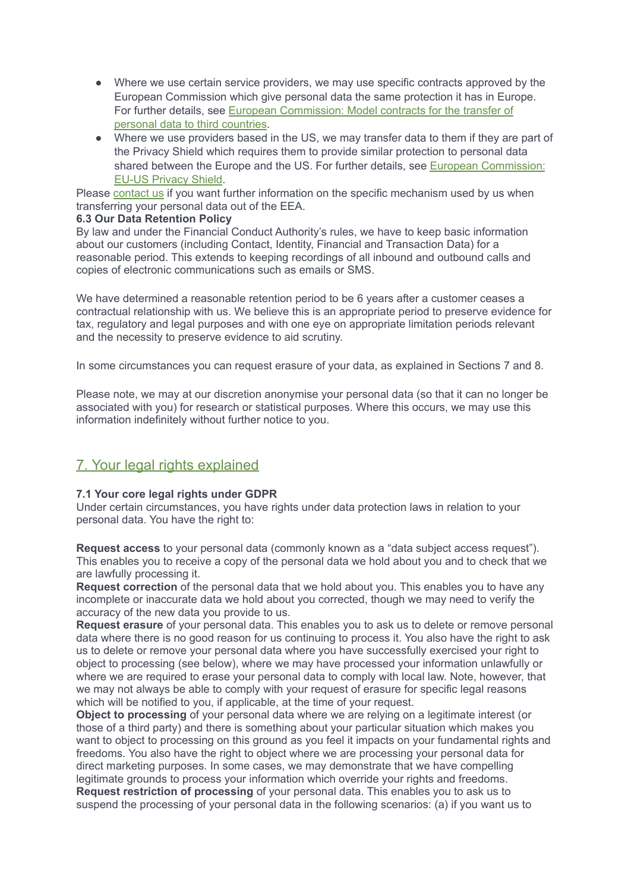- Where we use certain service providers, we may use specific contracts approved by the European Commission which give personal data the same protection it has in Europe. For further details, see [European Commission: Model contracts for the transfer of personal data to third countries](#).
- Where we use providers based in the US, we may transfer data to them if they are part of the Privacy Shield which requires them to provide similar protection to personal data shared between the Europe and the US. For further details, see [European Commission: EU-US Privacy Shield](#).

Please [contact us](#) if you want further information on the specific mechanism used by us when transferring your personal data out of the EEA.

**6.3 Our Data Retention Policy**

By law and under the Financial Conduct Authority's rules, we have to keep basic information about our customers (including Contact, Identity, Financial and Transaction Data) for a reasonable period. This extends to keeping recordings of all inbound and outbound calls and copies of electronic communications such as emails or SMS.

We have determined a reasonable retention period to be 6 years after a customer ceases a contractual relationship with us. We believe this is an appropriate period to preserve evidence for tax, regulatory and legal purposes and with one eye on appropriate limitation periods relevant and the necessity to preserve evidence to aid scrutiny.

In some circumstances you can request erasure of your data, as explained in Sections 7 and 8.

Please note, we may at our discretion anonymise your personal data (so that it can no longer be associated with you) for research or statistical purposes. Where this occurs, we may use this information indefinitely without further notice to you.

## 7. Your legal rights explained

**7.1 Your core legal rights under GDPR**

Under certain circumstances, you have rights under data protection laws in relation to your personal data. You have the right to:

**Request access** to your personal data (commonly known as a "data subject access request"). This enables you to receive a copy of the personal data we hold about you and to check that we are lawfully processing it.

**Request correction** of the personal data that we hold about you. This enables you to have any incomplete or inaccurate data we hold about you corrected, though we may need to verify the accuracy of the new data you provide to us.

**Request erasure** of your personal data. This enables you to ask us to delete or remove personal data where there is no good reason for us continuing to process it. You also have the right to ask us to delete or remove your personal data where you have successfully exercised your right to object to processing (see below), where we may have processed your information unlawfully or where we are required to erase your personal data to comply with local law. Note, however, that we may not always be able to comply with your request of erasure for specific legal reasons which will be notified to you, if applicable, at the time of your request.

**Object to processing** of your personal data where we are relying on a legitimate interest (or those of a third party) and there is something about your particular situation which makes you want to object to processing on this ground as you feel it impacts on your fundamental rights and freedoms. You also have the right to object where we are processing your personal data for direct marketing purposes. In some cases, we may demonstrate that we have compelling legitimate grounds to process your information which override your rights and freedoms.

**Request restriction of processing** of your personal data. This enables you to ask us to suspend the processing of your personal data in the following scenarios: (a) if you want us to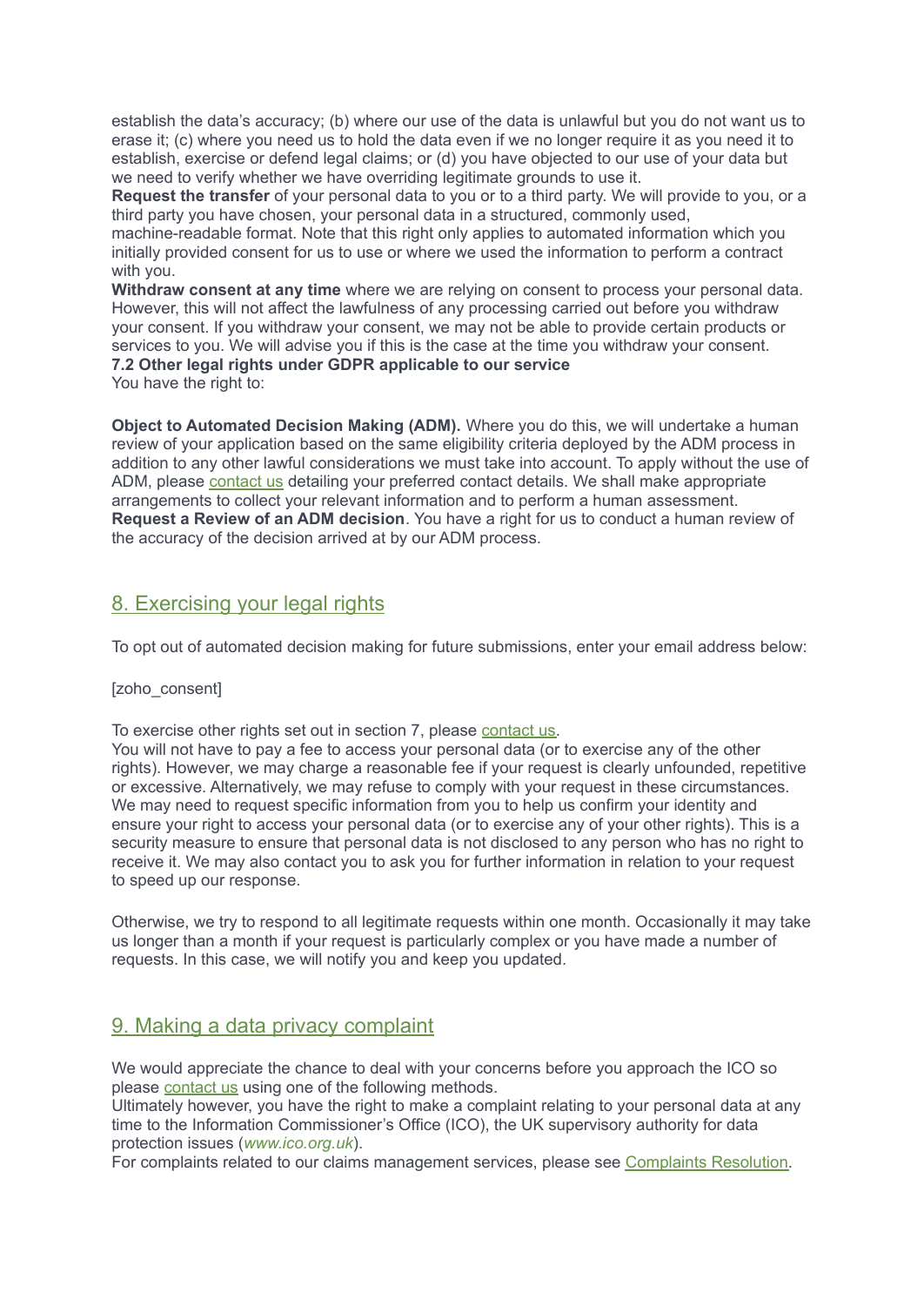establish the data's accuracy; (b) where our use of the data is unlawful but you do not want us to erase it; (c) where you need us to hold the data even if we no longer require it as you need it to establish, exercise or defend legal claims; or (d) you have objected to our use of your data but we need to verify whether we have overriding legitimate grounds to use it.

**Request the transfer** of your personal data to you or to a third party. We will provide to you, or a third party you have chosen, your personal data in a structured, commonly used, machine-readable format. Note that this right only applies to automated information which you initially provided consent for us to use or where we used the information to perform a contract with you.

**Withdraw consent at any time** where we are relying on consent to process your personal data. However, this will not affect the lawfulness of any processing carried out before you withdraw your consent. If you withdraw your consent, we may not be able to provide certain products or services to you. We will advise you if this is the case at the time you withdraw your consent.

**7.2 Other legal rights under GDPR applicable to our service**

You have the right to:

**Object to Automated Decision Making (ADM).** Where you do this, we will undertake a human review of your application based on the same eligibility criteria deployed by the ADM process in addition to any other lawful considerations we must take into account. To apply without the use of ADM, please contact us detailing your preferred contact details. We shall make appropriate arrangements to collect your relevant information and to perform a human assessment.

**Request a Review of an ADM decision**. You have a right for us to conduct a human review of the accuracy of the decision arrived at by our ADM process.

## 8. Exercising your legal rights

To opt out of automated decision making for future submissions, enter your email address below:

[zoho_consent]

To exercise other rights set out in section 7, please contact us.

You will not have to pay a fee to access your personal data (or to exercise any of the other rights). However, we may charge a reasonable fee if your request is clearly unfounded, repetitive or excessive. Alternatively, we may refuse to comply with your request in these circumstances. We may need to request specific information from you to help us confirm your identity and ensure your right to access your personal data (or to exercise any of your other rights). This is a security measure to ensure that personal data is not disclosed to any person who has no right to receive it. We may also contact you to ask you for further information in relation to your request to speed up our response.

Otherwise, we try to respond to all legitimate requests within one month. Occasionally it may take us longer than a month if your request is particularly complex or you have made a number of requests. In this case, we will notify you and keep you updated.

## 9. Making a data privacy complaint

We would appreciate the chance to deal with your concerns before you approach the ICO so please contact us using one of the following methods.

Ultimately however, you have the right to make a complaint relating to your personal data at any time to the Information Commissioner's Office (ICO), the UK supervisory authority for data protection issues (*www.ico.org.uk*).

For complaints related to our claims management services, please see Complaints Resolution.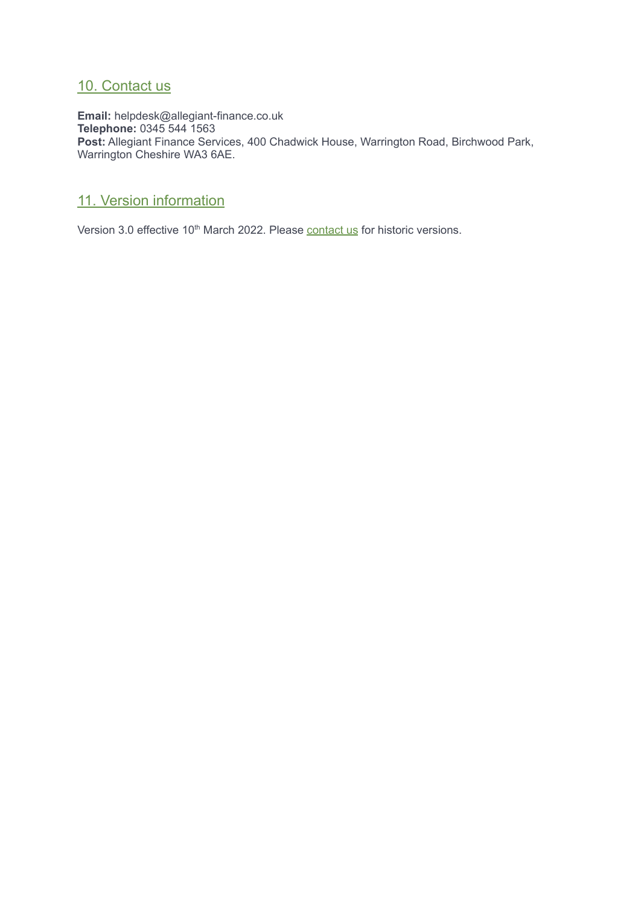## 10. Contact us

**Email:** helpdesk@allegiant-finance.co.uk
**Telephone:** 0345 544 1563
**Post:** Allegiant Finance Services, 400 Chadwick House, Warrington Road, Birchwood Park, Warrington Cheshire WA3 6AE.

## 11. Version information

Version 3.0 effective 10th March 2022. Please contact us for historic versions.